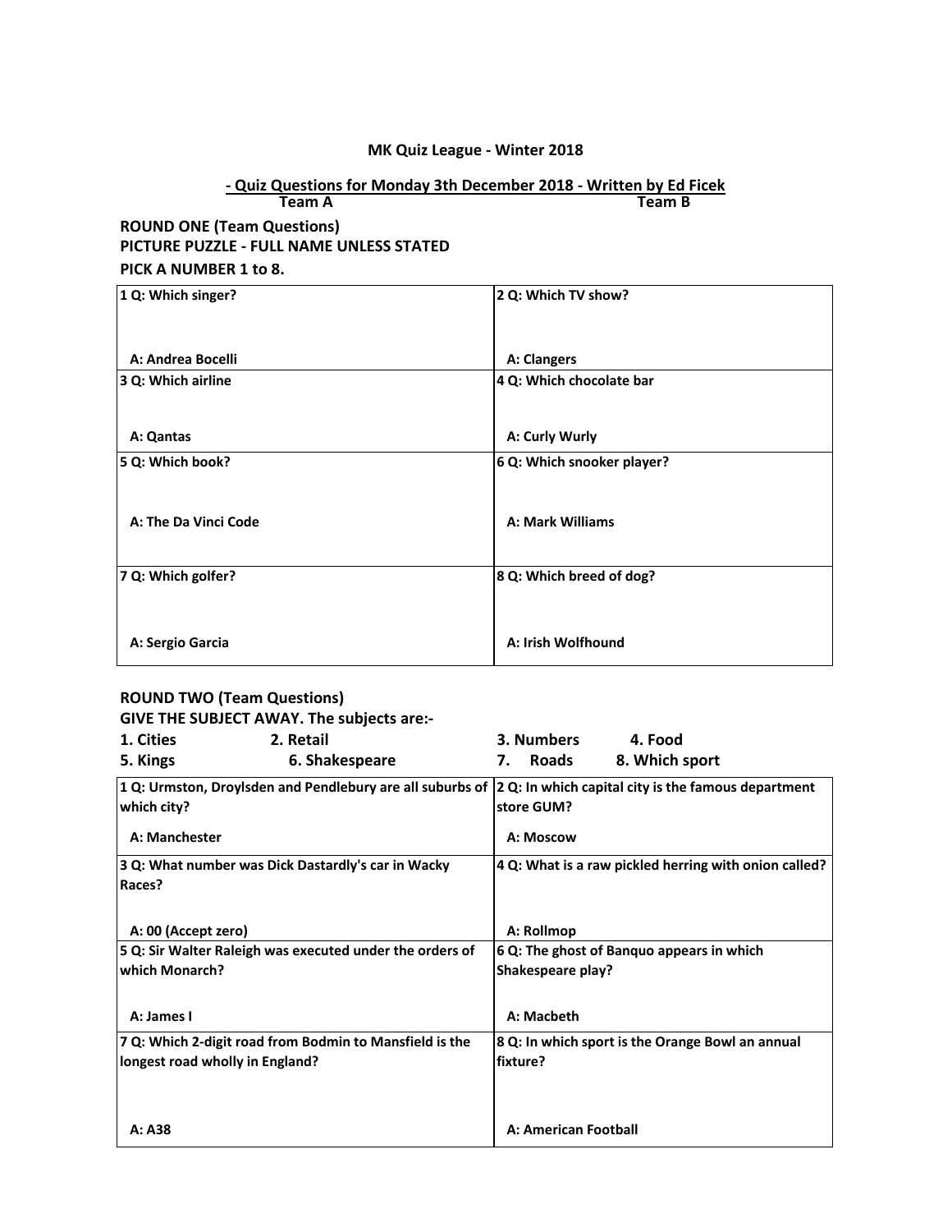**MK Quiz League - Winter 2018**

**- Quiz Questions for Monday 3th December 2018 - Written by Ed Ficek**

| Team A | Team B |
|---|---|

**ROUND ONE (Team Questions)**
**PICTURE PUZZLE - FULL NAME UNLESS STATED**
**PICK A NUMBER 1 to 8.**

| | |
|---|---|
| **1 Q: Which singer?**<br><br>**A: Andrea Bocelli** | **2 Q: Which TV show?**<br><br>**A: Clangers** |
| **3 Q: Which airline**<br><br>**A: Qantas** | **4 Q: Which chocolate bar**<br><br>**A: Curly Wurly** |
| **5 Q: Which book?**<br><br>**A: The Da Vinci Code** | **6 Q: Which snooker player?**<br><br>**A: Mark Williams** |
| **7 Q: Which golfer?**<br><br>**A: Sergio Garcia** | **8 Q: Which breed of dog?**<br><br>**A: Irish Wolfhound** |

**ROUND TWO (Team Questions)**
**GIVE THE SUBJECT AWAY. The subjects are:-**

**1. Cities** **2. Retail** **3. Numbers** **4. Food**
**5. Kings** **6. Shakespeare** **7. Roads** **8. Which sport**

| | |
|---|---|
| **1 Q: Urmston, Droylsden and Pendlebury are all suburbs of which city?**<br><br>**A: Manchester** | **2 Q: In which capital city is the famous department store GUM?**<br><br>**A: Moscow** |
| **3 Q: What number was Dick Dastardly's car in Wacky Races?**<br><br>**A: 00 (Accept zero)** | **4 Q: What is a raw pickled herring with onion called?**<br><br>**A: Rollmop** |
| **5 Q: Sir Walter Raleigh was executed under the orders of which Monarch?**<br><br>**A: James I** | **6 Q: The ghost of Banquo appears in which Shakespeare play?**<br><br>**A: Macbeth** |
| **7 Q: Which 2-digit road from Bodmin to Mansfield is the longest road wholly in England?**<br><br>**A: A38** | **8 Q: In which sport is the Orange Bowl an annual fixture?**<br><br>**A: American Football** |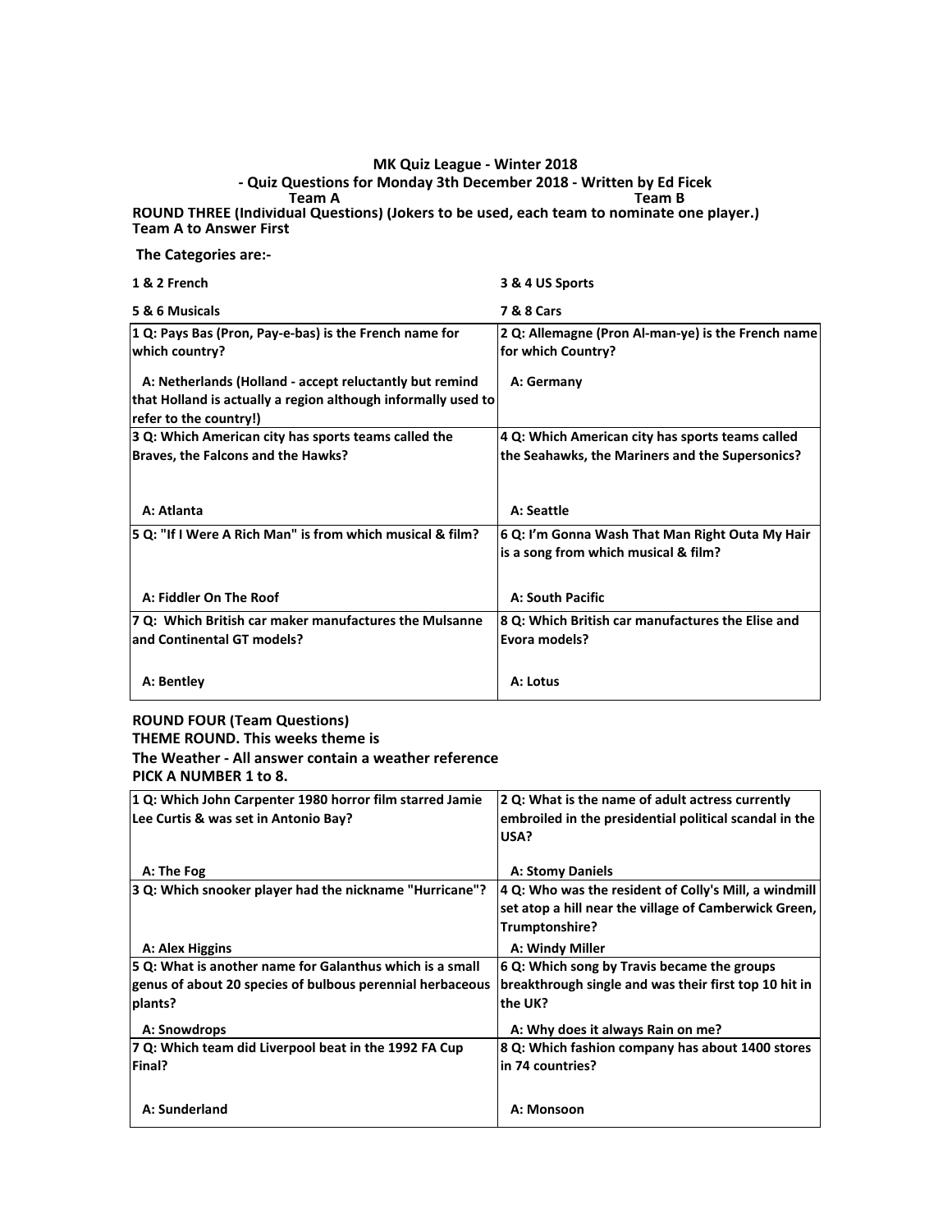**MK Quiz League - Winter 2018**

**- Quiz Questions for Monday 3th December 2018 - Written by Ed Ficek**

**Team A** **Team B**

**ROUND THREE (Individual Questions) (Jokers to be used, each team to nominate one player.)**
**Team A to Answer First**

**The Categories are:-**

| | |
|---|---|
| **1 & 2 French** | **3 & 4 US Sports** |
| **5 & 6 Musicals** | **7 & 8 Cars** |

| | |
|---|---|
| **1 Q: Pays Bas (Pron, Pay-e-bas) is the French name for which country?**<br><br>**A: Netherlands (Holland - accept reluctantly but remind that Holland is actually a region although informally used to refer to the country!)** | **2 Q: Allemagne (Pron Al-man-ye) is the French name for which Country?**<br><br>**A: Germany** |
| **3 Q: Which American city has sports teams called the Braves, the Falcons and the Hawks?**<br><br>**A: Atlanta** | **4 Q: Which American city has sports teams called the Seahawks, the Mariners and the Supersonics?**<br><br>**A: Seattle** |
| **5 Q: "If I Were A Rich Man" is from which musical & film?**<br><br>**A: Fiddler On The Roof** | **6 Q: I'm Gonna Wash That Man Right Outa My Hair is a song from which musical & film?**<br><br>**A: South Pacific** |
| **7 Q: Which British car maker manufactures the Mulsanne and Continental GT models?**<br><br>**A: Bentley** | **8 Q: Which British car manufactures the Elise and Evora models?**<br><br>**A: Lotus** |

**ROUND FOUR (Team Questions)**
**THEME ROUND. This weeks theme is**
**The Weather - All answer contain a weather reference**
**PICK A NUMBER 1 to 8.**

| | |
|---|---|
| **1 Q: Which John Carpenter 1980 horror film starred Jamie Lee Curtis & was set in Antonio Bay?**<br><br>**A: The Fog** | **2 Q: What is the name of adult actress currently embroiled in the presidential political scandal in the USA?**<br><br>**A: Stomy Daniels** |
| **3 Q: Which snooker player had the nickname "Hurricane"?**<br><br>**A: Alex Higgins** | **4 Q: Who was the resident of Colly's Mill, a windmill set atop a hill near the village of Camberwick Green, Trumptonshire?**<br><br>**A: Windy Miller** |
| **5 Q: What is another name for Galanthus which is a small genus of about 20 species of bulbous perennial herbaceous plants?**<br><br>**A: Snowdrops** | **6 Q: Which song by Travis became the groups breakthrough single and was their first top 10 hit in the UK?**<br><br>**A: Why does it always Rain on me?** |
| **7 Q: Which team did Liverpool beat in the 1992 FA Cup Final?**<br><br>**A: Sunderland** | **8 Q: Which fashion company has about 1400 stores in 74 countries?**<br><br>**A: Monsoon** |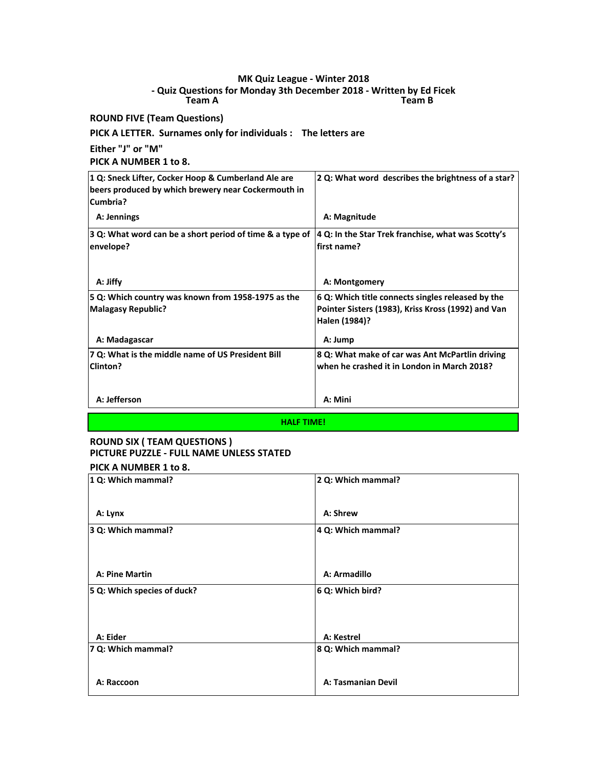## MK Quiz League - Winter 2018
### - Quiz Questions for Monday 3th December 2018 - Written by Ed Ficek

**Team A** **Team B**

**ROUND FIVE (Team Questions)**

**PICK A LETTER. Surnames only for individuals : The letters are**

**Either "J" or "M"**

**PICK A NUMBER 1 to 8.**

| | |
|---|---|
| **1 Q: Sneck Lifter, Cocker Hoop & Cumberland Ale are beers produced by which brewery near Cockermouth in Cumbria?**<br>**A: Jennings** | **2 Q: What word describes the brightness of a star?**<br>**A: Magnitude** |
| **3 Q: What word can be a short period of time & a type of envelope?**<br>**A: Jiffy** | **4 Q: In the Star Trek franchise, what was Scotty's first name?**<br>**A: Montgomery** |
| **5 Q: Which country was known from 1958-1975 as the Malagasy Republic?**<br>**A: Madagascar** | **6 Q: Which title connects singles released by the Pointer Sisters (1983), Kriss Kross (1992) and Van Halen (1984)?**<br>**A: Jump** |
| **7 Q: What is the middle name of US President Bill Clinton?**<br>**A: Jefferson** | **8 Q: What make of car was Ant McPartlin driving when he crashed it in London in March 2018?**<br>**A: Mini** |

**HALF TIME!**

**ROUND SIX ( TEAM QUESTIONS )**
**PICTURE PUZZLE - FULL NAME UNLESS STATED**

**PICK A NUMBER 1 to 8.**

| | |
|---|---|
| **1 Q: Which mammal?**<br>**A: Lynx** | **2 Q: Which mammal?**<br>**A: Shrew** |
| **3 Q: Which mammal?**<br>**A: Pine Martin** | **4 Q: Which mammal?**<br>**A: Armadillo** |
| **5 Q: Which species of duck?**<br>**A: Eider** | **6 Q: Which bird?**<br>**A: Kestrel** |
| **7 Q: Which mammal?**<br>**A: Raccoon** | **8 Q: Which mammal?**<br>**A: Tasmanian Devil** |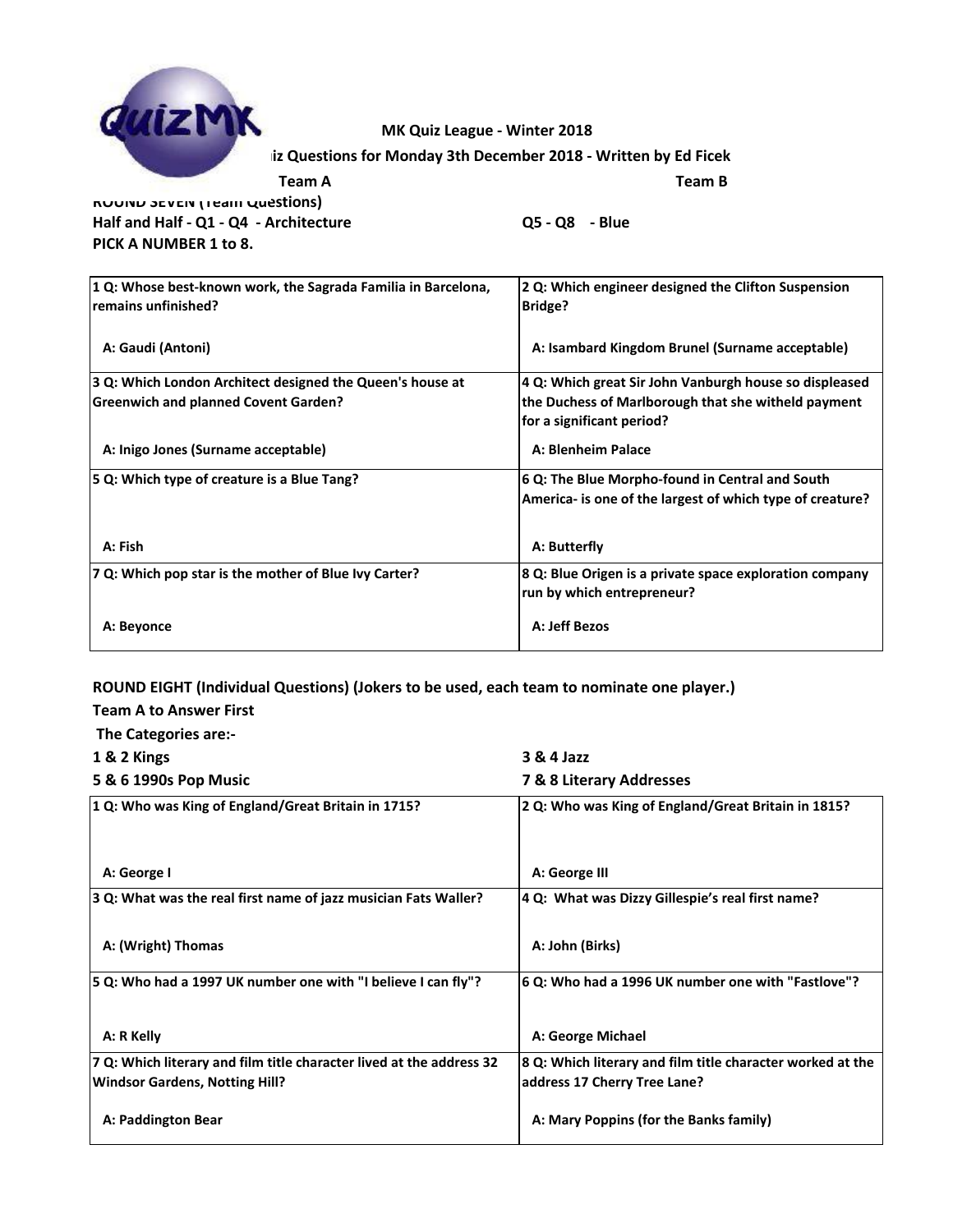MK Quiz League - Winter 2018

iz Questions for Monday 3th December 2018 - Written by Ed Ficek

Team A | Team B

**ROUND SEVEN (Team Questions)**

**Half and Half - Q1 - Q4 - Architecture** **Q5 - Q8 - Blue**

**PICK A NUMBER 1 to 8.**

| | |
|---|---|
| **1 Q: Whose best-known work, the Sagrada Familia in Barcelona, remains unfinished?**<br><br>**A: Gaudi (Antoni)** | **2 Q: Which engineer designed the Clifton Suspension Bridge?**<br><br>**A: Isambard Kingdom Brunel (Surname acceptable)** |
| **3 Q: Which London Architect designed the Queen's house at Greenwich and planned Covent Garden?**<br><br>**A: Inigo Jones (Surname acceptable)** | **4 Q: Which great Sir John Vanburgh house so displeased the Duchess of Marlborough that she witheld payment for a significant period?**<br><br>**A: Blenheim Palace** |
| **5 Q: Which type of creature is a Blue Tang?**<br><br>**A: Fish** | **6 Q: The Blue Morpho-found in Central and South America- is one of the largest of which type of creature?**<br><br>**A: Butterfly** |
| **7 Q: Which pop star is the mother of Blue Ivy Carter?**<br><br>**A: Beyonce** | **8 Q: Blue Origen is a private space exploration company run by which entrepreneur?**<br><br>**A: Jeff Bezos** |

**ROUND EIGHT (Individual Questions) (Jokers to be used, each team to nominate one player.)**

**Team A to Answer First**

**The Categories are:-**

**1 & 2 Kings** **3 & 4 Jazz**

**5 & 6 1990s Pop Music** **7 & 8 Literary Addresses**

| | |
|---|---|
| **1 Q: Who was King of England/Great Britain in 1715?**<br><br>**A: George I** | **2 Q: Who was King of England/Great Britain in 1815?**<br><br>**A: George III** |
| **3 Q: What was the real first name of jazz musician Fats Waller?**<br><br>**A: (Wright) Thomas** | **4 Q: What was Dizzy Gillespie's real first name?**<br><br>**A: John (Birks)** |
| **5 Q: Who had a 1997 UK number one with "I believe I can fly"?**<br><br>**A: R Kelly** | **6 Q: Who had a 1996 UK number one with "Fastlove"?**<br><br>**A: George Michael** |
| **7 Q: Which literary and film title character lived at the address 32 Windsor Gardens, Notting Hill?**<br><br>**A: Paddington Bear** | **8 Q: Which literary and film title character worked at the address 17 Cherry Tree Lane?**<br><br>**A: Mary Poppins (for the Banks family)** |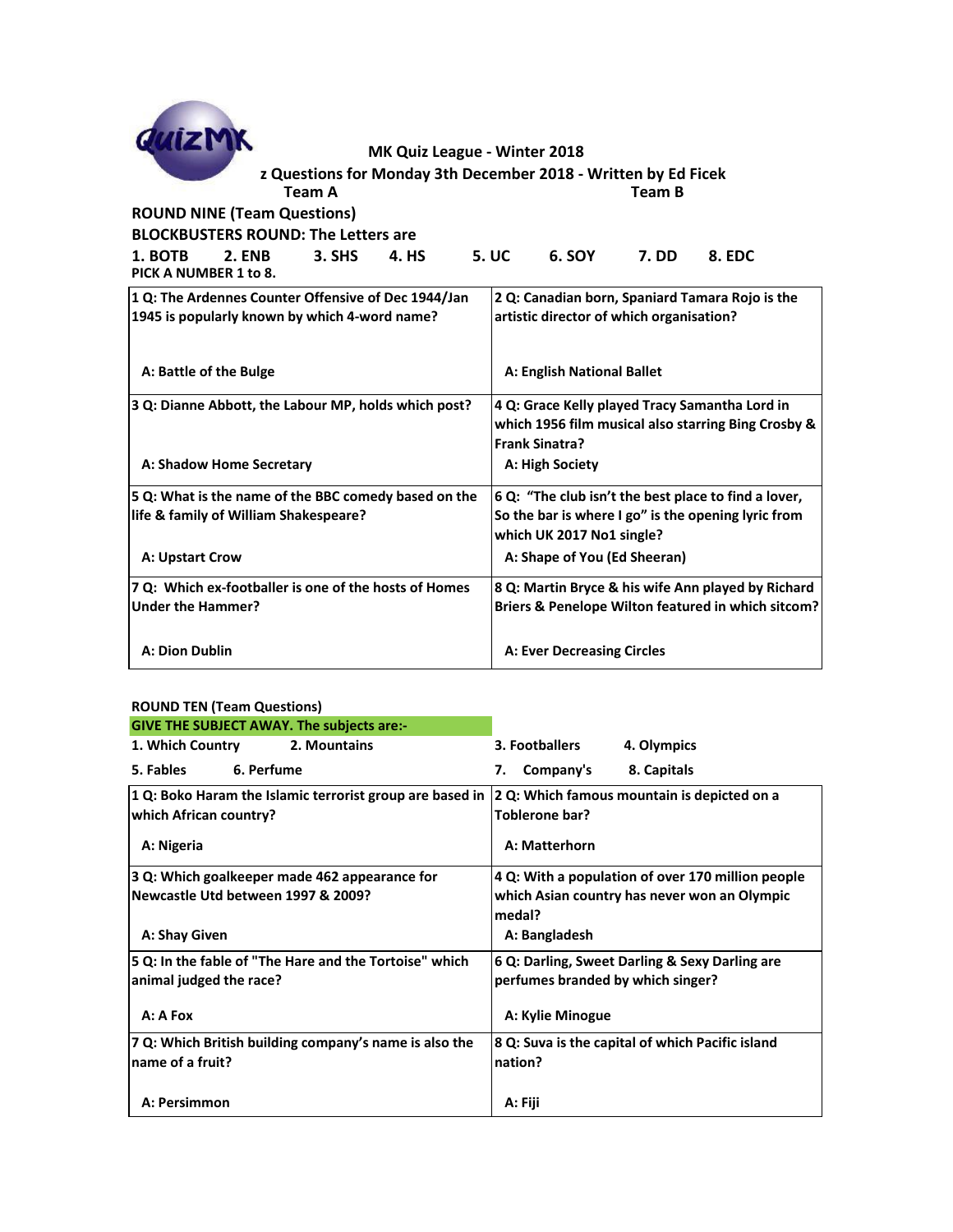QuizMK

MK Quiz League - Winter 2018

z Questions for Monday 3th December 2018 - Written by Ed Ficek

Team A | Team B

## ROUND NINE (Team Questions)

**BLOCKBUSTERS ROUND: The Letters are**

**1. BOTB 2. ENB 3. SHS 4. HS 5. UC 6. SOY 7. DD 8. EDC**

**PICK A NUMBER 1 to 8.**

| | |
|---|---|
| 1 Q: The Ardennes Counter Offensive of Dec 1944/Jan 1945 is popularly known by which 4-word name?<br><br>A: Battle of the Bulge | 2 Q: Canadian born, Spaniard Tamara Rojo is the artistic director of which organisation?<br><br>A: English National Ballet |
| 3 Q: Dianne Abbott, the Labour MP, holds which post?<br><br>A: Shadow Home Secretary | 4 Q: Grace Kelly played Tracy Samantha Lord in which 1956 film musical also starring Bing Crosby & Frank Sinatra?<br><br>A: High Society |
| 5 Q: What is the name of the BBC comedy based on the life & family of William Shakespeare?<br><br>A: Upstart Crow | 6 Q: "The club isn't the best place to find a lover, So the bar is where I go" is the opening lyric from which UK 2017 No1 single?<br><br>A: Shape of You (Ed Sheeran) |
| 7 Q: Which ex-footballer is one of the hosts of Homes Under the Hammer?<br><br>A: Dion Dublin | 8 Q: Martin Bryce & his wife Ann played by Richard Briers & Penelope Wilton featured in which sitcom?<br><br>A: Ever Decreasing Circles |

## ROUND TEN (Team Questions)

**GIVE THE SUBJECT AWAY. The subjects are:-**

**1. Which Country 2. Mountains 3. Footballers 4. Olympics**

**5. Fables 6. Perfume 7. Company's 8. Capitals**

| | |
|---|---|
| 1 Q: Boko Haram the Islamic terrorist group are based in which African country?<br><br>A: Nigeria | 2 Q: Which famous mountain is depicted on a Toblerone bar?<br><br>A: Matterhorn |
| 3 Q: Which goalkeeper made 462 appearance for Newcastle Utd between 1997 & 2009?<br><br>A: Shay Given | 4 Q: With a population of over 170 million people which Asian country has never won an Olympic medal?<br><br>A: Bangladesh |
| 5 Q: In the fable of "The Hare and the Tortoise" which animal judged the race?<br><br>A: A Fox | 6 Q: Darling, Sweet Darling & Sexy Darling are perfumes branded by which singer?<br><br>A: Kylie Minogue |
| 7 Q: Which British building company's name is also the name of a fruit?<br><br>A: Persimmon | 8 Q: Suva is the capital of which Pacific island nation?<br><br>A: Fiji |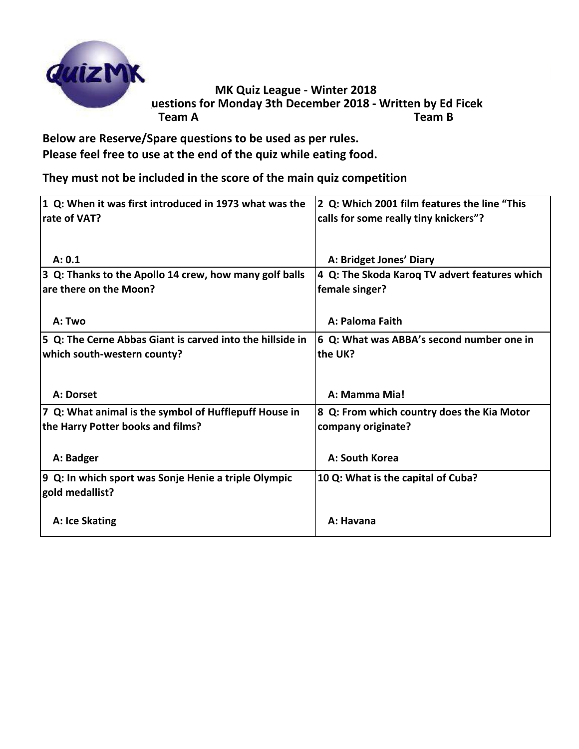MK Quiz League - Winter 2018

uestions for Monday 3th December 2018 - Written by Ed Ficek

**Team A** **Team B**

**Below are Reserve/Spare questions to be used as per rules.**
**Please feel free to use at the end of the quiz while eating food.**

**They must not be included in the score of the main quiz competition**

| | |
|---|---|
| **1 Q: When it was first introduced in 1973 what was the rate of VAT?**<br><br>**A: 0.1** | **2 Q: Which 2001 film features the line "This calls for some really tiny knickers"?**<br><br>**A: Bridget Jones' Diary** |
| **3 Q: Thanks to the Apollo 14 crew, how many golf balls are there on the Moon?**<br><br>**A: Two** | **4 Q: The Skoda Karoq TV advert features which female singer?**<br><br>**A: Paloma Faith** |
| **5 Q: The Cerne Abbas Giant is carved into the hillside in which south-western county?**<br><br>**A: Dorset** | **6 Q: What was ABBA's second number one in the UK?**<br><br>**A: Mamma Mia!** |
| **7 Q: What animal is the symbol of Hufflepuff House in the Harry Potter books and films?**<br><br>**A: Badger** | **8 Q: From which country does the Kia Motor company originate?**<br><br>**A: South Korea** |
| **9 Q: In which sport was Sonje Henie a triple Olympic gold medallist?**<br><br>**A: Ice Skating** | **10 Q: What is the capital of Cuba?**<br><br>**A: Havana** |